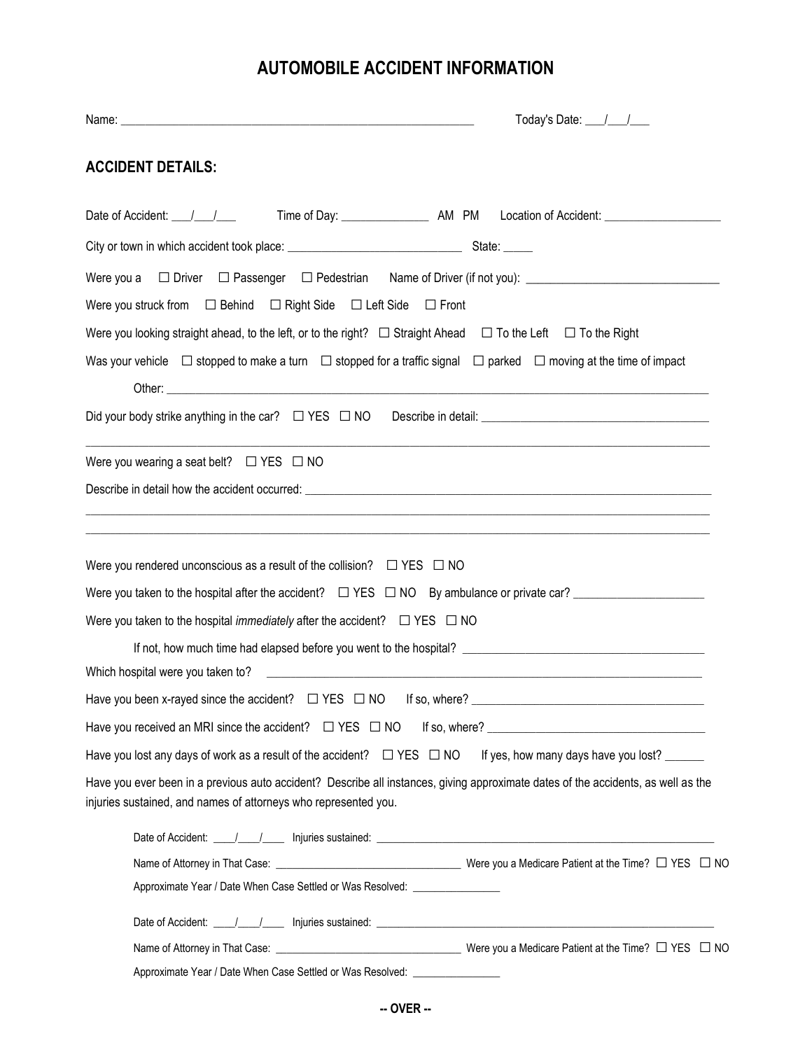# AUTOMOBILE ACCIDENT INFORMATION

Name: ___________________________________________________________ Today's Date: ___/___/___

## ACCIDENT DETAILS:

Date of Accident: ___/___/___ Time of Day: ______________ AM PM Location of Accident: ___________________

City or town in which accident took place: _____________________________ State: _____

Were you a ☐ Driver ☐ Passenger ☐ Pedestrian Name of Driver (if not you): _______________________________

Were you struck from ☐ Behind ☐ Right Side ☐ Left Side ☐ Front

Were you looking straight ahead, to the left, or to the right? ☐ Straight Ahead ☐ To the Left ☐ To the Right

Was your vehicle ☐ stopped to make a turn ☐ stopped for a traffic signal ☐ parked ☐ moving at the time of impact

Other: ___________________________________________________________________________________________

Did your body strike anything in the car? ☐ YES ☐ NO Describe in detail: _____________________________________

_________________________________________________________________________________________________

Were you wearing a seat belt? ☐ YES ☐ NO

Describe in detail how the accident occurred: ____________________________________________________________

_________________________________________________________________________________________________

_________________________________________________________________________________________________

Were you rendered unconscious as a result of the collision? ☐ YES ☐ NO

Were you taken to the hospital after the accident? ☐ YES ☐ NO By ambulance or private car? _____________________

Were you taken to the hospital *immediately* after the accident? ☐ YES ☐ NO

If not, how much time had elapsed before you went to the hospital? _______________________________________

Which hospital were you taken to? ___________________________________________________________________

Have you been x-rayed since the accident? ☐ YES ☐ NO If so, where? _______________________________________

Have you received an MRI since the accident? ☐ YES ☐ NO If so, where? ____________________________________

Have you lost any days of work as a result of the accident? ☐ YES ☐ NO If yes, how many days have you lost? ______

Have you ever been in a previous auto accident? Describe all instances, giving approximate dates of the accidents, as well as the injuries sustained, and names of attorneys who represented you.

Date of Accident: ____/____/____ Injuries sustained: _____________________________________________________________

Name of Attorney in That Case: _________________________________ Were you a Medicare Patient at the Time? ☐ YES ☐ NO

Approximate Year / Date When Case Settled or Was Resolved: _______________

Date of Accident: ____/____/____ Injuries sustained: _____________________________________________________________

Name of Attorney in That Case: _________________________________ Were you a Medicare Patient at the Time? ☐ YES ☐ NO

Approximate Year / Date When Case Settled or Was Resolved: _______________

-- OVER --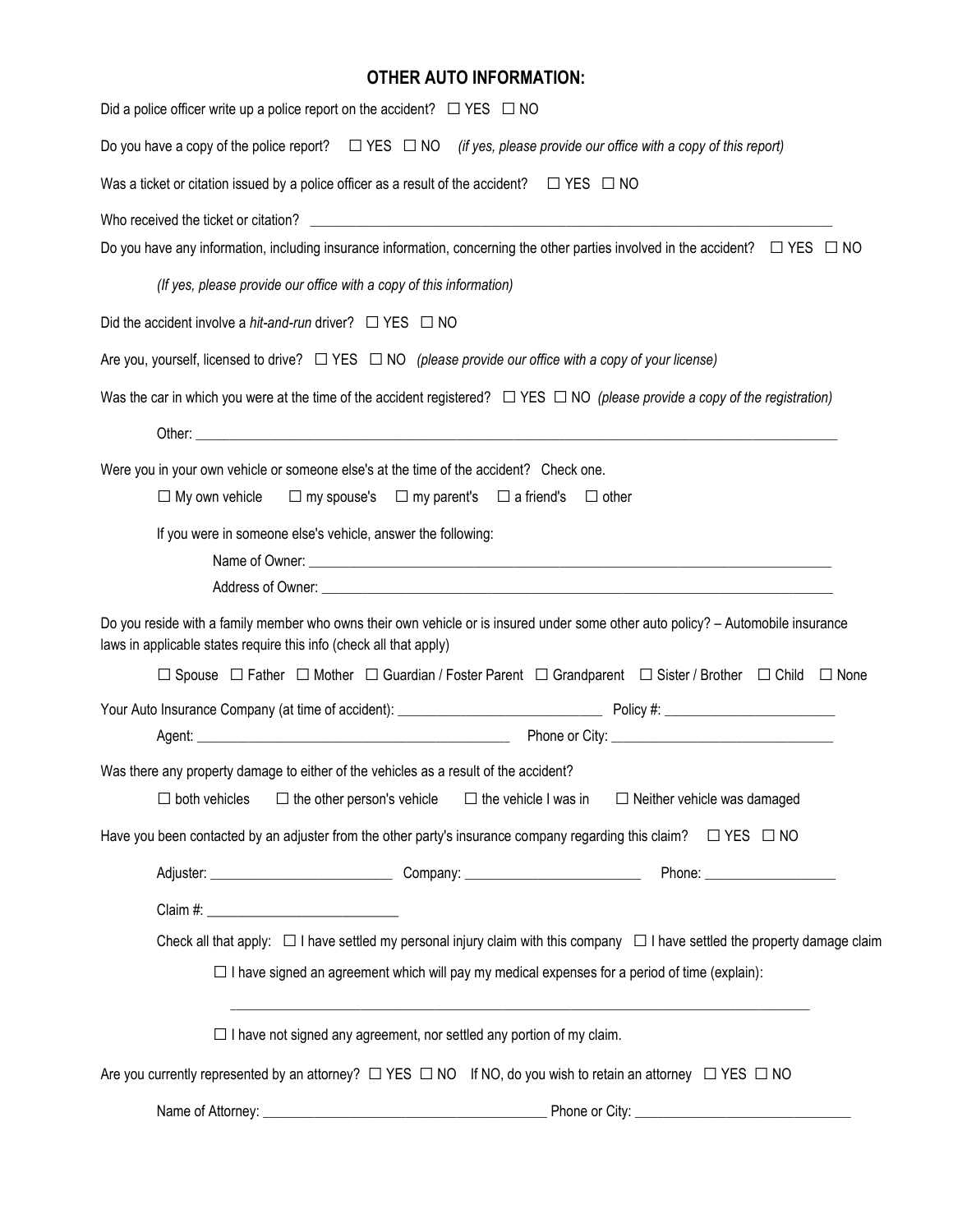## OTHER AUTO INFORMATION:

Did a police officer write up a police report on the accident? ☐ YES ☐ NO

Do you have a copy of the police report? ☐ YES ☐ NO *(if yes, please provide our office with a copy of this report)*

Was a ticket or citation issued by a police officer as a result of the accident? ☐ YES ☐ NO

Who received the ticket or citation? ______________________________________________

Do you have any information, including insurance information, concerning the other parties involved in the accident? ☐ YES ☐ NO

*(If yes, please provide our office with a copy of this information)*

Did the accident involve a *hit-and-run* driver? ☐ YES ☐ NO

Are you, yourself, licensed to drive? ☐ YES ☐ NO *(please provide our office with a copy of your license)*

Was the car in which you were at the time of the accident registered? ☐ YES ☐ NO *(please provide a copy of the registration)*

Other: ______________________________________________

Were you in your own vehicle or someone else's at the time of the accident? Check one.

☐ My own vehicle ☐ my spouse's ☐ my parent's ☐ a friend's ☐ other

If you were in someone else's vehicle, answer the following:

Name of Owner: ______________________________________________

Address of Owner: ______________________________________________

Do you reside with a family member who owns their own vehicle or is insured under some other auto policy? – Automobile insurance laws in applicable states require this info (check all that apply)

☐ Spouse ☐ Father ☐ Mother ☐ Guardian / Foster Parent ☐ Grandparent ☐ Sister / Brother ☐ Child ☐ None

Your Auto Insurance Company (at time of accident): ____________________ Policy #: ____________________

Agent: ____________________ Phone or City: ____________________

Was there any property damage to either of the vehicles as a result of the accident?

☐ both vehicles ☐ the other person's vehicle ☐ the vehicle I was in ☐ Neither vehicle was damaged

Have you been contacted by an adjuster from the other party's insurance company regarding this claim? ☐ YES ☐ NO

Adjuster: ____________________ Company: ____________________ Phone: ____________________

Claim #: ____________________

Check all that apply: ☐ I have settled my personal injury claim with this company ☐ I have settled the property damage claim

☐ I have signed an agreement which will pay my medical expenses for a period of time (explain):

______________________________________________

☐ I have not signed any agreement, nor settled any portion of my claim.

Are you currently represented by an attorney? ☐ YES ☐ NO If NO, do you wish to retain an attorney ☐ YES ☐ NO

Name of Attorney: ____________________ Phone or City: ____________________